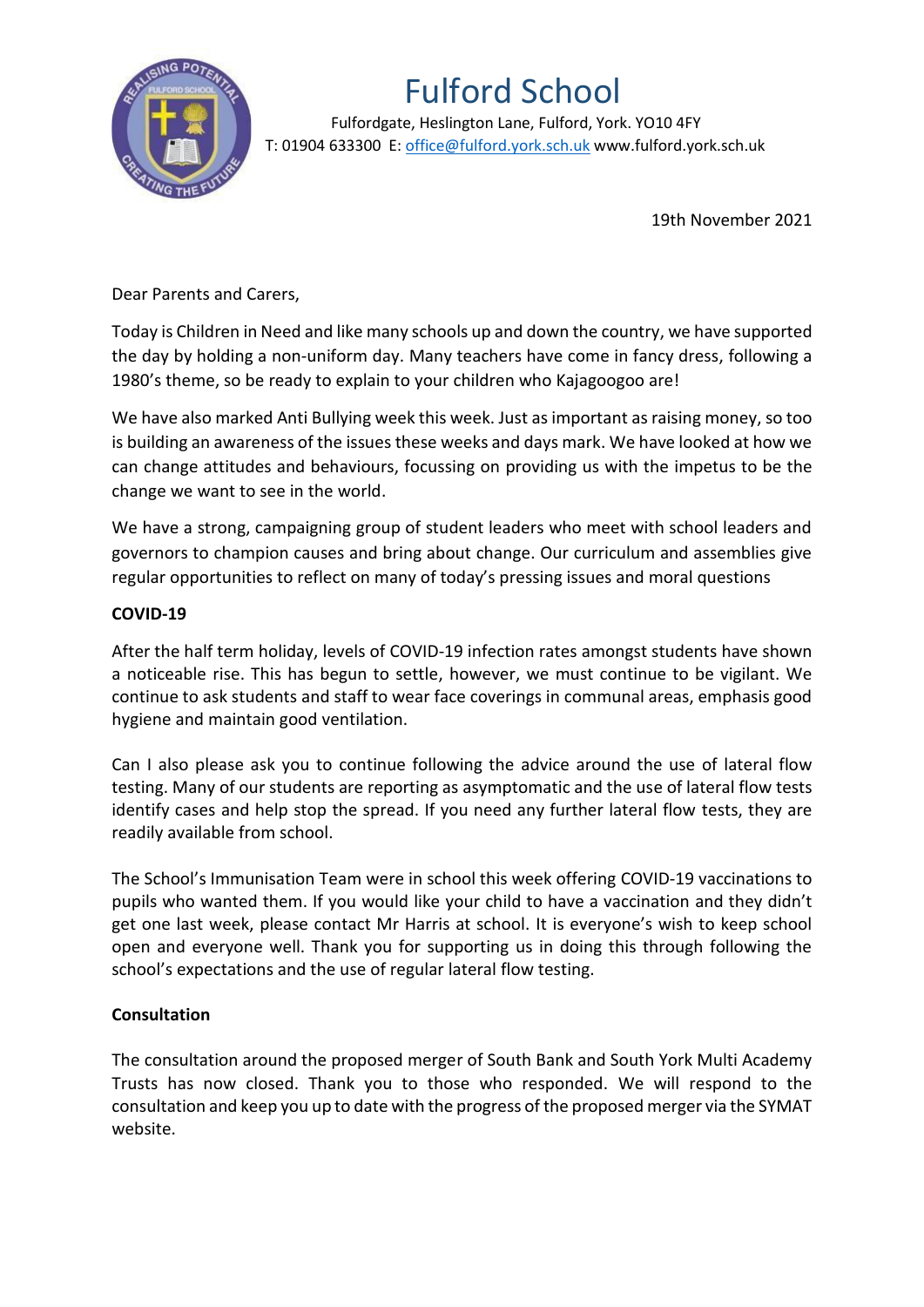# Fulford School

Fulfordgate, Heslington Lane, Fulford, York. YO10 4FY
T: 01904 633300 E: office@fulford.york.sch.uk www.fulford.york.sch.uk

19th November 2021

Dear Parents and Carers,

Today is Children in Need and like many schools up and down the country, we have supported the day by holding a non-uniform day. Many teachers have come in fancy dress, following a 1980's theme, so be ready to explain to your children who Kajagoogoo are!

We have also marked Anti Bullying week this week. Just as important as raising money, so too is building an awareness of the issues these weeks and days mark. We have looked at how we can change attitudes and behaviours, focussing on providing us with the impetus to be the change we want to see in the world.

We have a strong, campaigning group of student leaders who meet with school leaders and governors to champion causes and bring about change. Our curriculum and assemblies give regular opportunities to reflect on many of today's pressing issues and moral questions

**COVID-19**

After the half term holiday, levels of COVID-19 infection rates amongst students have shown a noticeable rise. This has begun to settle, however, we must continue to be vigilant. We continue to ask students and staff to wear face coverings in communal areas, emphasis good hygiene and maintain good ventilation.

Can I also please ask you to continue following the advice around the use of lateral flow testing. Many of our students are reporting as asymptomatic and the use of lateral flow tests identify cases and help stop the spread. If you need any further lateral flow tests, they are readily available from school.

The School's Immunisation Team were in school this week offering COVID-19 vaccinations to pupils who wanted them. If you would like your child to have a vaccination and they didn't get one last week, please contact Mr Harris at school. It is everyone's wish to keep school open and everyone well. Thank you for supporting us in doing this through following the school's expectations and the use of regular lateral flow testing.

**Consultation**

The consultation around the proposed merger of South Bank and South York Multi Academy Trusts has now closed. Thank you to those who responded. We will respond to the consultation and keep you up to date with the progress of the proposed merger via the SYMAT website.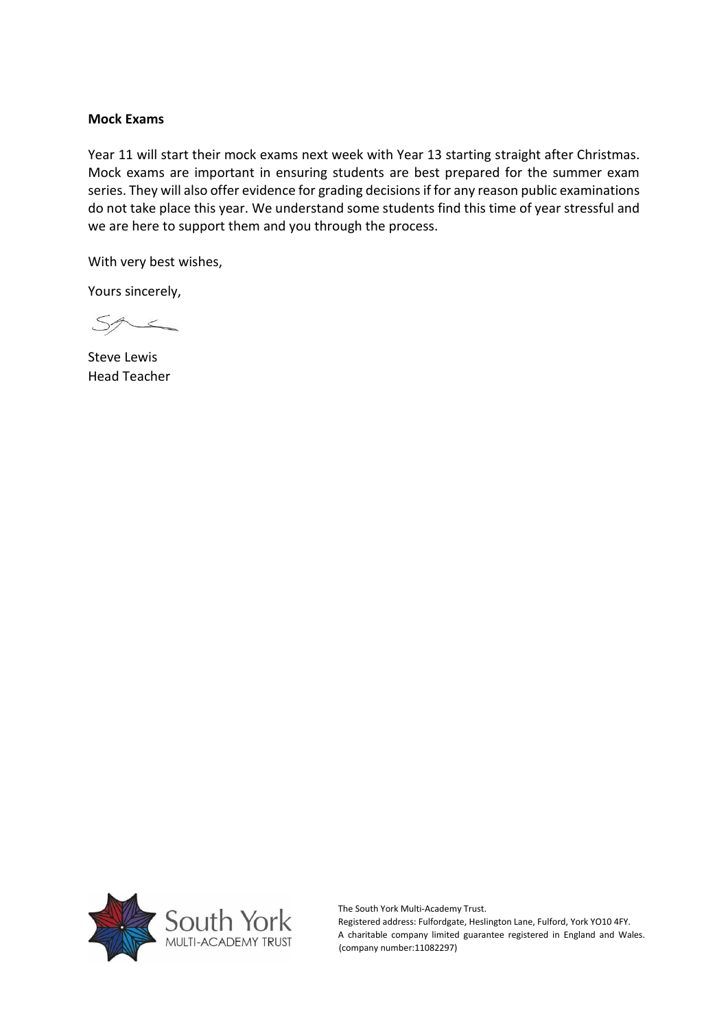**Mock Exams**

Year 11 will start their mock exams next week with Year 13 starting straight after Christmas. Mock exams are important in ensuring students are best prepared for the summer exam series. They will also offer evidence for grading decisions if for any reason public examinations do not take place this year. We understand some students find this time of year stressful and we are here to support them and you through the process.

With very best wishes,

Yours sincerely,

Steve Lewis
Head Teacher

South York MULTI-ACADEMY TRUST

The South York Multi-Academy Trust.
Registered address: Fulfordgate, Heslington Lane, Fulford, York YO10 4FY.
A charitable company limited guarantee registered in England and Wales. (company number:11082297)